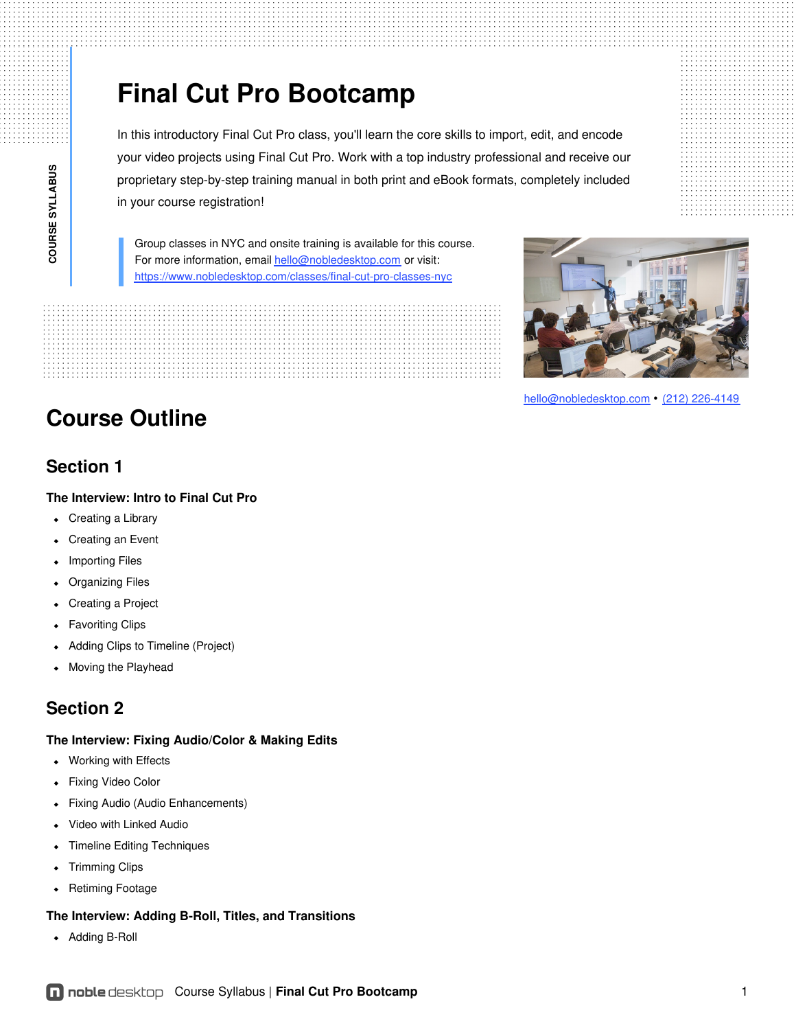COURSE SYLLABUS

# Final Cut Pro Bootcamp

In this introductory Final Cut Pro class, you'll learn the core skills to import, edit, and encode your video projects using Final Cut Pro. Work with a top industry professional and receive our proprietary step-by-step training manual in both print and eBook formats, completely included in your course registration!

Group classes in NYC and onsite training is available for this course.
For more information, email hello@nobledesktop.com or visit:
https://www.nobledesktop.com/classes/final-cut-pro-classes-nyc

hello@nobledesktop.com • (212) 226-4149

## Course Outline

### Section 1

**The Interview: Intro to Final Cut Pro**

- Creating a Library
- Creating an Event
- Importing Files
- Organizing Files
- Creating a Project
- Favoriting Clips
- Adding Clips to Timeline (Project)
- Moving the Playhead

### Section 2

**The Interview: Fixing Audio/Color & Making Edits**

- Working with Effects
- Fixing Video Color
- Fixing Audio (Audio Enhancements)
- Video with Linked Audio
- Timeline Editing Techniques
- Trimming Clips
- Retiming Footage

**The Interview: Adding B-Roll, Titles, and Transitions**

- Adding B-Roll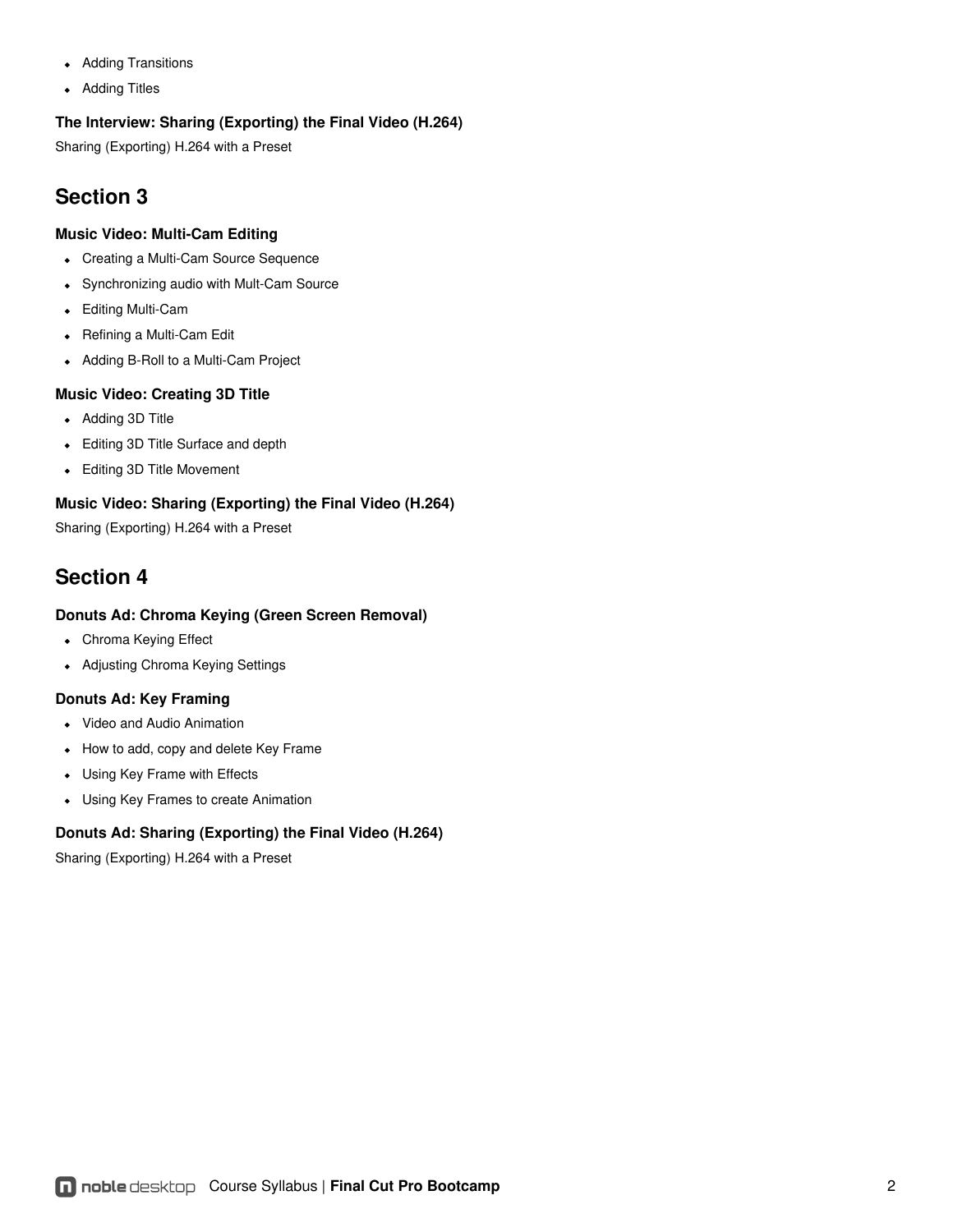- Adding Transitions
- Adding Titles

### The Interview: Sharing (Exporting) the Final Video (H.264)

Sharing (Exporting) H.264 with a Preset

## Section 3

### Music Video: Multi-Cam Editing

- Creating a Multi-Cam Source Sequence
- Synchronizing audio with Mult-Cam Source
- Editing Multi-Cam
- Refining a Multi-Cam Edit
- Adding B-Roll to a Multi-Cam Project

### Music Video: Creating 3D Title

- Adding 3D Title
- Editing 3D Title Surface and depth
- Editing 3D Title Movement

### Music Video: Sharing (Exporting) the Final Video (H.264)

Sharing (Exporting) H.264 with a Preset

## Section 4

### Donuts Ad: Chroma Keying (Green Screen Removal)

- Chroma Keying Effect
- Adjusting Chroma Keying Settings

### Donuts Ad: Key Framing

- Video and Audio Animation
- How to add, copy and delete Key Frame
- Using Key Frame with Effects
- Using Key Frames to create Animation

### Donuts Ad: Sharing (Exporting) the Final Video (H.264)

Sharing (Exporting) H.264 with a Preset